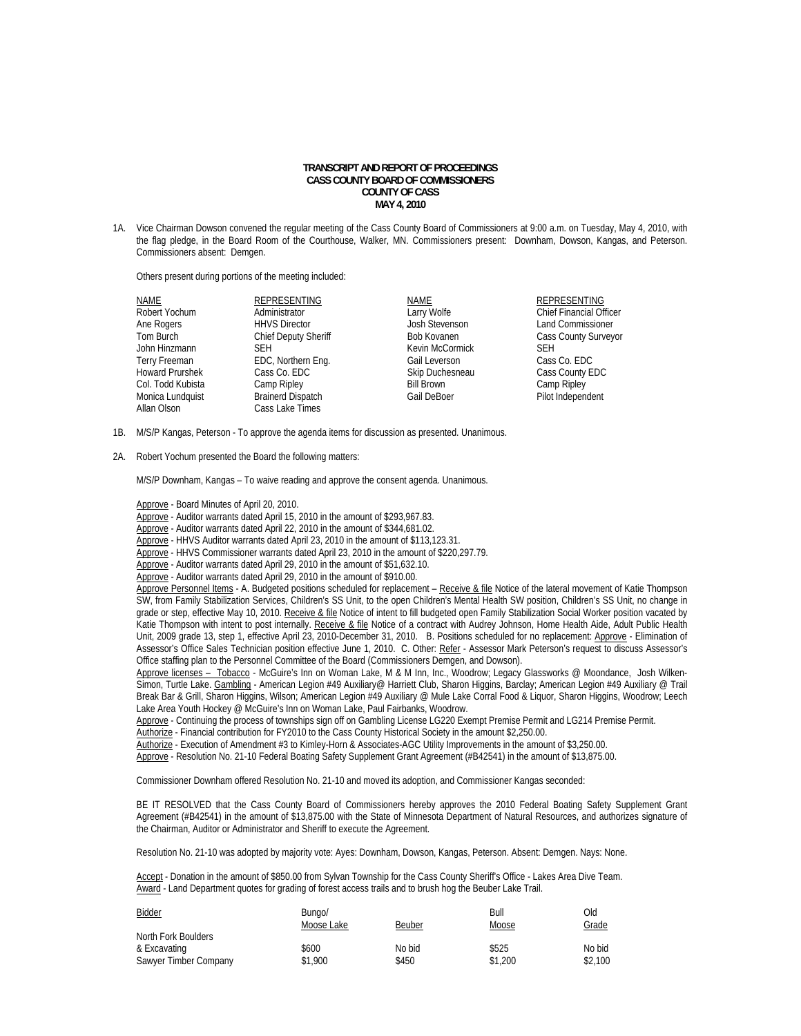**TRANSCRIPT AND REPORT OF PROCEEDINGS**
**CASS COUNTY BOARD OF COMMISSIONERS**
**COUNTY OF CASS**
**MAY 4, 2010**

1A. Vice Chairman Dowson convened the regular meeting of the Cass County Board of Commissioners at 9:00 a.m. on Tuesday, May 4, 2010, with the flag pledge, in the Board Room of the Courthouse, Walker, MN. Commissioners present: Downham, Dowson, Kangas, and Peterson. Commissioners absent: Demgen.

Others present during portions of the meeting included:

| NAME | REPRESENTING | NAME | REPRESENTING |
|---|---|---|---|
| Robert Yochum | Administrator | Larry Wolfe | Chief Financial Officer |
| Ane Rogers | HHVS Director | Josh Stevenson | Land Commissioner |
| Tom Burch | Chief Deputy Sheriff | Bob Kovanen | Cass County Surveyor |
| John Hinzmann | SEH | Kevin McCormick | SEH |
| Terry Freeman | EDC, Northern Eng. | Gail Leverson | Cass Co. EDC |
| Howard Prurshek | Cass Co. EDC | Skip Duchesneau | Cass County EDC |
| Col. Todd Kubista | Camp Ripley | Bill Brown | Camp Ripley |
| Monica Lundquist | Brainerd Dispatch | Gail DeBoer | Pilot Independent |
| Allan Olson | Cass Lake Times | | |

1B. M/S/P Kangas, Peterson - To approve the agenda items for discussion as presented. Unanimous.

2A. Robert Yochum presented the Board the following matters:

M/S/P Downham, Kangas – To waive reading and approve the consent agenda. Unanimous.

Approve - Board Minutes of April 20, 2010.
Approve - Auditor warrants dated April 15, 2010 in the amount of $293,967.83.
Approve - Auditor warrants dated April 22, 2010 in the amount of $344,681.02.
Approve - HHVS Auditor warrants dated April 23, 2010 in the amount of $113,123.31.
Approve - HHVS Commissioner warrants dated April 23, 2010 in the amount of $220,297.79.
Approve - Auditor warrants dated April 29, 2010 in the amount of $51,632.10.
Approve - Auditor warrants dated April 29, 2010 in the amount of $910.00.
Approve Personnel Items - A. Budgeted positions scheduled for replacement – Receive & file Notice of the lateral movement of Katie Thompson SW, from Family Stabilization Services, Children's SS Unit, to the open Children's Mental Health SW position, Children's SS Unit, no change in grade or step, effective May 10, 2010. Receive & file Notice of intent to fill budgeted open Family Stabilization Social Worker position vacated by Katie Thompson with intent to post internally. Receive & file Notice of a contract with Audrey Johnson, Home Health Aide, Adult Public Health Unit, 2009 grade 13, step 1, effective April 23, 2010-December 31, 2010. B. Positions scheduled for no replacement: Approve - Elimination of Assessor's Office Sales Technician position effective June 1, 2010. C. Other: Refer - Assessor Mark Peterson's request to discuss Assessor's Office staffing plan to the Personnel Committee of the Board (Commissioners Demgen, and Dowson).
Approve licenses – Tobacco - McGuire's Inn on Woman Lake, M & M Inn, Inc., Woodrow; Legacy Glassworks @ Moondance, Josh Wilken-Simon, Turtle Lake. Gambling - American Legion #49 Auxiliary@ Harriett Club, Sharon Higgins, Barclay; American Legion #49 Auxiliary @ Trail Break Bar & Grill, Sharon Higgins, Wilson; American Legion #49 Auxiliary @ Mule Lake Corral Food & Liquor, Sharon Higgins, Woodrow; Leech Lake Area Youth Hockey @ McGuire's Inn on Woman Lake, Paul Fairbanks, Woodrow.
Approve - Continuing the process of townships sign off on Gambling License LG220 Exempt Premise Permit and LG214 Premise Permit.
Authorize - Financial contribution for FY2010 to the Cass County Historical Society in the amount $2,250.00.
Authorize - Execution of Amendment #3 to Kimley-Horn & Associates-AGC Utility Improvements in the amount of $3,250.00.
Approve - Resolution No. 21-10 Federal Boating Safety Supplement Grant Agreement (#B42541) in the amount of $13,875.00.

Commissioner Downham offered Resolution No. 21-10 and moved its adoption, and Commissioner Kangas seconded:

BE IT RESOLVED that the Cass County Board of Commissioners hereby approves the 2010 Federal Boating Safety Supplement Grant Agreement (#B42541) in the amount of $13,875.00 with the State of Minnesota Department of Natural Resources, and authorizes signature of the Chairman, Auditor or Administrator and Sheriff to execute the Agreement.

Resolution No. 21-10 was adopted by majority vote: Ayes: Downham, Dowson, Kangas, Peterson. Absent: Demgen. Nays: None.

Accept - Donation in the amount of $850.00 from Sylvan Township for the Cass County Sheriff's Office - Lakes Area Dive Team.
Award - Land Department quotes for grading of forest access trails and to brush hog the Beuber Lake Trail.

| Bidder | Bungo/ Moose Lake | Beuber | Bull Moose | Old Grade |
|---|---|---|---|---|
| North Fork Boulders & Excavating | $600 | No bid | $525 | No bid |
| Sawyer Timber Company | $1,900 | $450 | $1,200 | $2,100 |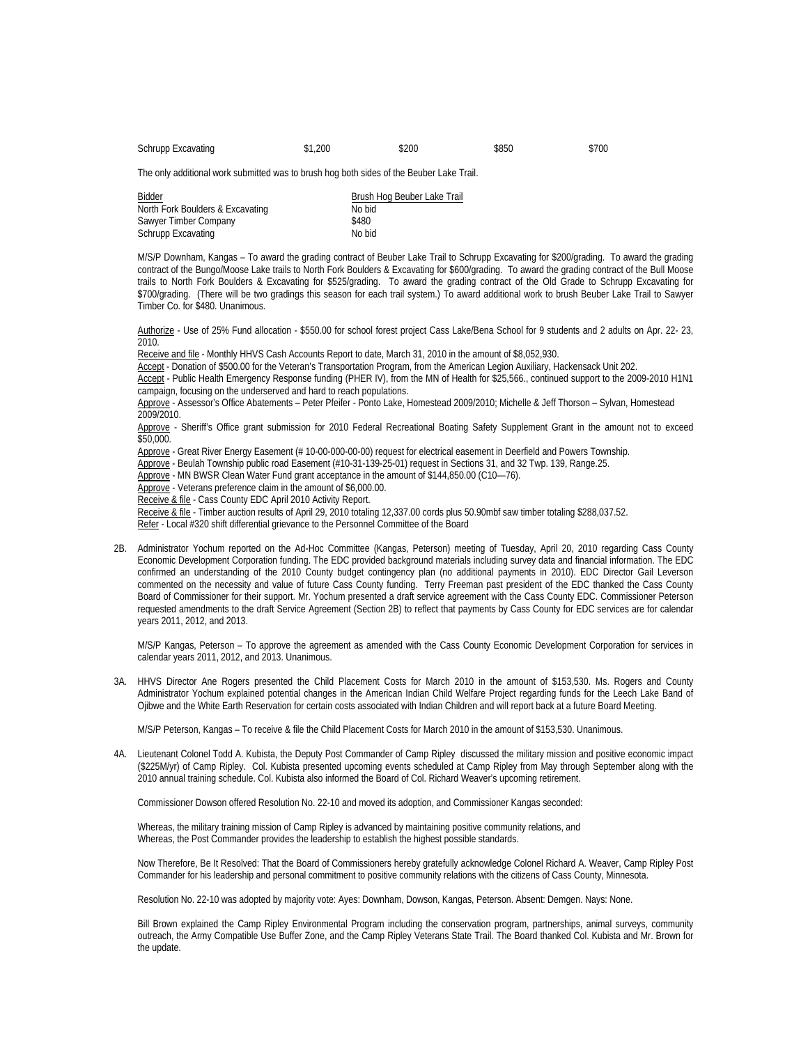| | | | | |
|---|---|---|---|---|
| Schrupp Excavating | $1,200 | $200 | $850 | $700 |

The only additional work submitted was to brush hog both sides of the Beuber Lake Trail.

| Bidder | Brush Hog Beuber Lake Trail |
|---|---|
| North Fork Boulders & Excavating | No bid |
| Sawyer Timber Company | $480 |
| Schrupp Excavating | No bid |

M/S/P Downham, Kangas – To award the grading contract of Beuber Lake Trail to Schrupp Excavating for $200/grading. To award the grading contract of the Bungo/Moose Lake trails to North Fork Boulders & Excavating for $600/grading. To award the grading contract of the Bull Moose trails to North Fork Boulders & Excavating for $525/grading. To award the grading contract of the Old Grade to Schrupp Excavating for $700/grading. (There will be two gradings this season for each trail system.) To award additional work to brush Beuber Lake Trail to Sawyer Timber Co. for $480. Unanimous.

Authorize - Use of 25% Fund allocation - $550.00 for school forest project Cass Lake/Bena School for 9 students and 2 adults on Apr. 22- 23, 2010.
Receive and file - Monthly HHVS Cash Accounts Report to date, March 31, 2010 in the amount of $8,052,930.
Accept - Donation of $500.00 for the Veteran's Transportation Program, from the American Legion Auxiliary, Hackensack Unit 202.
Accept - Public Health Emergency Response funding (PHER IV), from the MN of Health for $25,566., continued support to the 2009-2010 H1N1 campaign, focusing on the underserved and hard to reach populations.
Approve - Assessor's Office Abatements – Peter Pfeifer - Ponto Lake, Homestead 2009/2010; Michelle & Jeff Thorson – Sylvan, Homestead 2009/2010.
Approve - Sheriff's Office grant submission for 2010 Federal Recreational Boating Safety Supplement Grant in the amount not to exceed $50,000.
Approve - Great River Energy Easement (# 10-00-000-00-00) request for electrical easement in Deerfield and Powers Township.
Approve - Beulah Township public road Easement (#10-31-139-25-01) request in Sections 31, and 32 Twp. 139, Range.25.
Approve - MN BWSR Clean Water Fund grant acceptance in the amount of $144,850.00 (C10—76).
Approve - Veterans preference claim in the amount of $6,000.00.
Receive & file - Cass County EDC April 2010 Activity Report.
Receive & file - Timber auction results of April 29, 2010 totaling 12,337.00 cords plus 50.90mbf saw timber totaling $288,037.52.
Refer - Local #320 shift differential grievance to the Personnel Committee of the Board

2B. Administrator Yochum reported on the Ad-Hoc Committee (Kangas, Peterson) meeting of Tuesday, April 20, 2010 regarding Cass County Economic Development Corporation funding. The EDC provided background materials including survey data and financial information. The EDC confirmed an understanding of the 2010 County budget contingency plan (no additional payments in 2010). EDC Director Gail Leverson commented on the necessity and value of future Cass County funding. Terry Freeman past president of the EDC thanked the Cass County Board of Commissioner for their support. Mr. Yochum presented a draft service agreement with the Cass County EDC. Commissioner Peterson requested amendments to the draft Service Agreement (Section 2B) to reflect that payments by Cass County for EDC services are for calendar years 2011, 2012, and 2013.

M/S/P Kangas, Peterson – To approve the agreement as amended with the Cass County Economic Development Corporation for services in calendar years 2011, 2012, and 2013. Unanimous.

3A. HHVS Director Ane Rogers presented the Child Placement Costs for March 2010 in the amount of $153,530. Ms. Rogers and County Administrator Yochum explained potential changes in the American Indian Child Welfare Project regarding funds for the Leech Lake Band of Ojibwe and the White Earth Reservation for certain costs associated with Indian Children and will report back at a future Board Meeting.

M/S/P Peterson, Kangas – To receive & file the Child Placement Costs for March 2010 in the amount of $153,530. Unanimous.

4A. Lieutenant Colonel Todd A. Kubista, the Deputy Post Commander of Camp Ripley discussed the military mission and positive economic impact ($225M/yr) of Camp Ripley. Col. Kubista presented upcoming events scheduled at Camp Ripley from May through September along with the 2010 annual training schedule. Col. Kubista also informed the Board of Col. Richard Weaver's upcoming retirement.

Commissioner Dowson offered Resolution No. 22-10 and moved its adoption, and Commissioner Kangas seconded:

Whereas, the military training mission of Camp Ripley is advanced by maintaining positive community relations, and
Whereas, the Post Commander provides the leadership to establish the highest possible standards.

Now Therefore, Be It Resolved: That the Board of Commissioners hereby gratefully acknowledge Colonel Richard A. Weaver, Camp Ripley Post Commander for his leadership and personal commitment to positive community relations with the citizens of Cass County, Minnesota.

Resolution No. 22-10 was adopted by majority vote: Ayes: Downham, Dowson, Kangas, Peterson. Absent: Demgen. Nays: None.

Bill Brown explained the Camp Ripley Environmental Program including the conservation program, partnerships, animal surveys, community outreach, the Army Compatible Use Buffer Zone, and the Camp Ripley Veterans State Trail. The Board thanked Col. Kubista and Mr. Brown for the update.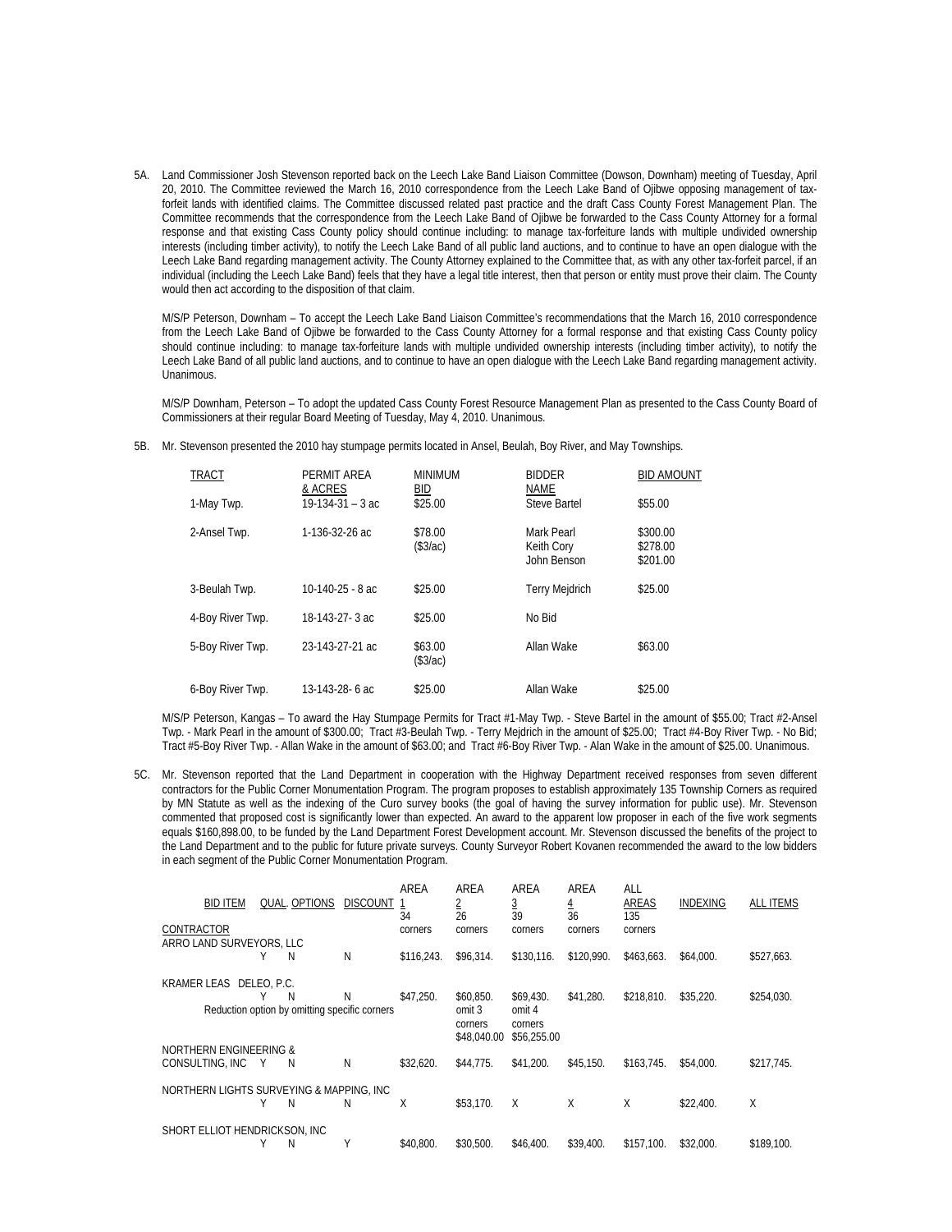5A. Land Commissioner Josh Stevenson reported back on the Leech Lake Band Liaison Committee (Dowson, Downham) meeting of Tuesday, April 20, 2010. The Committee reviewed the March 16, 2010 correspondence from the Leech Lake Band of Ojibwe opposing management of tax-forfeit lands with identified claims. The Committee discussed related past practice and the draft Cass County Forest Management Plan. The Committee recommends that the correspondence from the Leech Lake Band of Ojibwe be forwarded to the Cass County Attorney for a formal response and that existing Cass County policy should continue including: to manage tax-forfeiture lands with multiple undivided ownership interests (including timber activity), to notify the Leech Lake Band of all public land auctions, and to continue to have an open dialogue with the Leech Lake Band regarding management activity. The County Attorney explained to the Committee that, as with any other tax-forfeit parcel, if an individual (including the Leech Lake Band) feels that they have a legal title interest, then that person or entity must prove their claim. The County would then act according to the disposition of that claim.

M/S/P Peterson, Downham – To accept the Leech Lake Band Liaison Committee's recommendations that the March 16, 2010 correspondence from the Leech Lake Band of Ojibwe be forwarded to the Cass County Attorney for a formal response and that existing Cass County policy should continue including: to manage tax-forfeiture lands with multiple undivided ownership interests (including timber activity), to notify the Leech Lake Band of all public land auctions, and to continue to have an open dialogue with the Leech Lake Band regarding management activity. Unanimous.

M/S/P Downham, Peterson – To adopt the updated Cass County Forest Resource Management Plan as presented to the Cass County Board of Commissioners at their regular Board Meeting of Tuesday, May 4, 2010. Unanimous.

5B. Mr. Stevenson presented the 2010 hay stumpage permits located in Ansel, Beulah, Boy River, and May Townships.

| TRACT | PERMIT AREA & ACRES | MINIMUM BID | BIDDER NAME | BID AMOUNT |
|---|---|---|---|---|
| 1-May Twp. | 19-134-31 – 3 ac | $25.00 | Steve Bartel | $55.00 |
| 2-Ansel Twp. | 1-136-32-26 ac | $78.00 ($3/ac) | Mark Pearl<br>Keith Cory<br>John Benson | $300.00<br>$278.00<br>$201.00 |
| 3-Beulah Twp. | 10-140-25 - 8 ac | $25.00 | Terry Mejdrich | $25.00 |
| 4-Boy River Twp. | 18-143-27- 3 ac | $25.00 | No Bid | |
| 5-Boy River Twp. | 23-143-27-21 ac | $63.00 ($3/ac) | Allan Wake | $63.00 |
| 6-Boy River Twp. | 13-143-28- 6 ac | $25.00 | Allan Wake | $25.00 |

M/S/P Peterson, Kangas – To award the Hay Stumpage Permits for Tract #1-May Twp. - Steve Bartel in the amount of $55.00; Tract #2-Ansel Twp. - Mark Pearl in the amount of $300.00; Tract #3-Beulah Twp. - Terry Mejdrich in the amount of $25.00; Tract #4-Boy River Twp. - No Bid; Tract #5-Boy River Twp. - Allan Wake in the amount of $63.00; and Tract #6-Boy River Twp. - Alan Wake in the amount of $25.00. Unanimous.

5C. Mr. Stevenson reported that the Land Department in cooperation with the Highway Department received responses from seven different contractors for the Public Corner Monumentation Program. The program proposes to establish approximately 135 Township Corners as required by MN Statute as well as the indexing of the Curo survey books (the goal of having the survey information for public use). Mr. Stevenson commented that proposed cost is significantly lower than expected. An award to the apparent low proposer in each of the five work segments equals $160,898.00, to be funded by the Land Department Forest Development account. Mr. Stevenson discussed the benefits of the project to the Land Department and to the public for future private surveys. County Surveyor Robert Kovanen recommended the award to the low bidders in each segment of the Public Corner Monumentation Program.

| BID ITEM / CONTRACTOR | QUAL. | OPTIONS | DISCOUNT | AREA 1 34 corners | AREA 2 26 corners | AREA 3 39 corners | AREA 4 36 corners | ALL AREAS 135 corners | INDEXING | ALL ITEMS |
|---|---|---|---|---|---|---|---|---|---|---|
| ARRO LAND SURVEYORS, LLC | Y | N | N | $116,243. | $96,314. | $130,116. | $120,990. | $463,663. | $64,000. | $527,663. |
| KRAMER LEAS DELEO, P.C. | Y | N | N | $47,250. | $60,850. | $69,430. | $41,280. | $218,810. | $35,220. | $254,030. |
| Reduction option by omitting specific corners | | | | | omit 3 corners $48,040.00 | omit 4 corners $56,255.00 | | | | |
| NORTHERN ENGINEERING & CONSULTING, INC | Y | N | N | $32,620. | $44,775. | $41,200. | $45,150. | $163,745. | $54,000. | $217,745. |
| NORTHERN LIGHTS SURVEYING & MAPPING, INC | Y | N | N | X | $53,170. | X | X | X | $22,400. | X |
| SHORT ELLIOT HENDRICKSON, INC | Y | N | Y | $40,800. | $30,500. | $46,400. | $39,400. | $157,100. | $32,000. | $189,100. |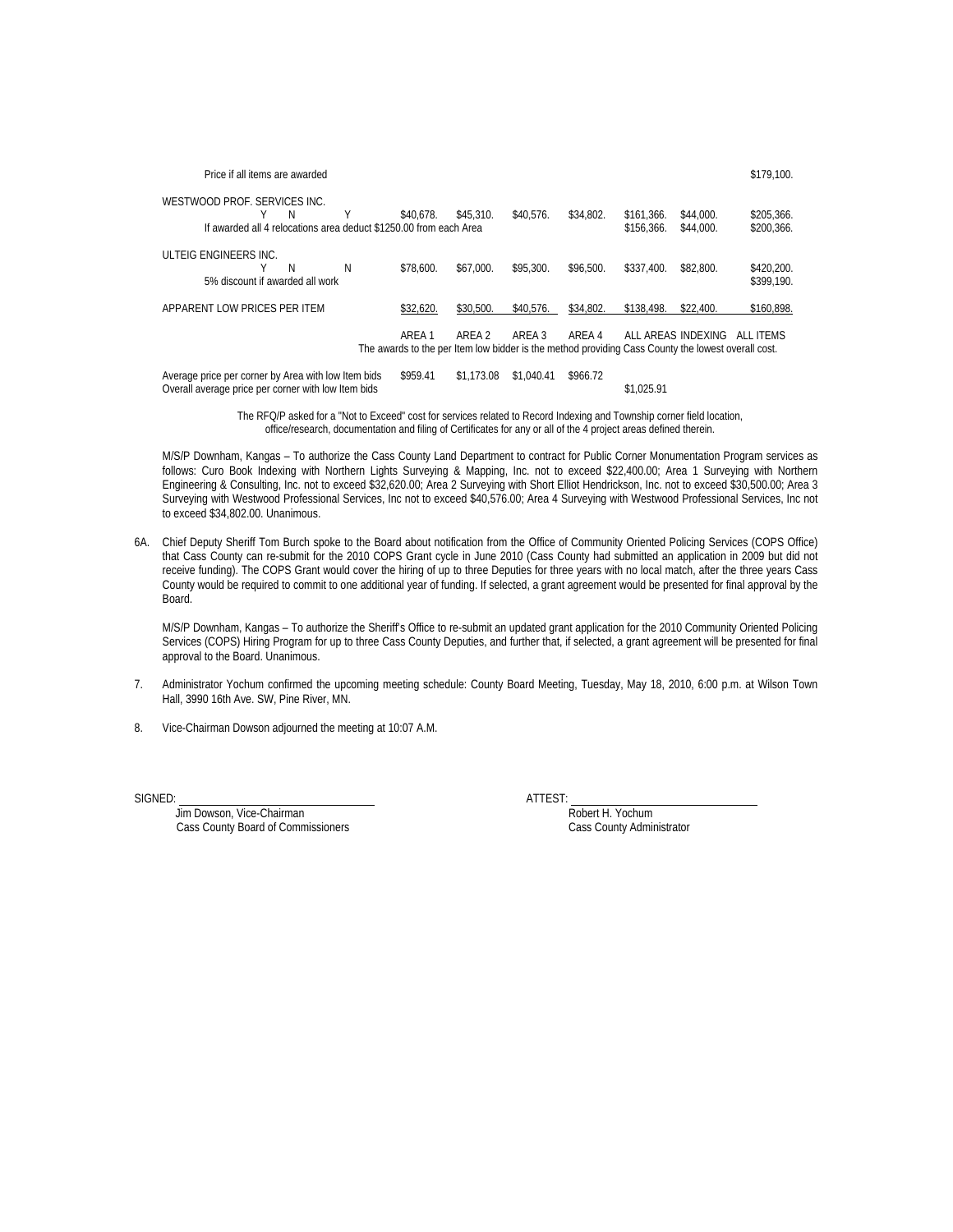| | | | | | | | | | | |
|---|---|---|---|---|---|---|---|---|---|---|
| Price if all items are awarded | | | | | | | | | | $179,100. |
| WESTWOOD PROF. SERVICES INC. | | | | | | | | | | |
| | Y | N | Y | $40,678. | $45,310. | $40,576. | $34,802. | $161,366. | $44,000. | $205,366. |
| If awarded all 4 relocations area deduct $1250.00 from each Area | | | | | | | | $156,366. | $44,000. | $200,366. |
| ULTEIG ENGINEERS INC. | | | | | | | | | | |
| | Y | N | N | $78,600. | $67,000. | $95,300. | $96,500. | $337,400. | $82,800. | $420,200. |
| 5% discount if awarded all work | | | | | | | | | | $399,190. |
| APPARENT LOW PRICES PER ITEM | | | | $32,620. | $30,500. | $40,576. | $34,802. | $138,498. | $22,400. | $160,898. |
| | | | | AREA 1 | AREA 2 | AREA 3 | AREA 4 | ALL AREAS | INDEXING | ALL ITEMS |
| The awards to the per Item low bidder is the method providing Cass County the lowest overall cost. | | | | | | | | | | |
| Average price per corner by Area with low Item bids | | | | $959.41 | $1,173.08 | $1,040.41 | $966.72 | | | |
| Overall average price per corner with low Item bids | | | | | | | | $1,025.91 | | |

The RFQ/P asked for a "Not to Exceed" cost for services related to Record Indexing and Township corner field location, office/research, documentation and filing of Certificates for any or all of the 4 project areas defined therein.

M/S/P Downham, Kangas – To authorize the Cass County Land Department to contract for Public Corner Monumentation Program services as follows: Curo Book Indexing with Northern Lights Surveying & Mapping, Inc. not to exceed $22,400.00; Area 1 Surveying with Northern Engineering & Consulting, Inc. not to exceed $32,620.00; Area 2 Surveying with Short Elliot Hendrickson, Inc. not to exceed $30,500.00; Area 3 Surveying with Westwood Professional Services, Inc not to exceed $40,576.00; Area 4 Surveying with Westwood Professional Services, Inc not to exceed $34,802.00. Unanimous.

6A. Chief Deputy Sheriff Tom Burch spoke to the Board about notification from the Office of Community Oriented Policing Services (COPS Office) that Cass County can re-submit for the 2010 COPS Grant cycle in June 2010 (Cass County had submitted an application in 2009 but did not receive funding). The COPS Grant would cover the hiring of up to three Deputies for three years with no local match, after the three years Cass County would be required to commit to one additional year of funding. If selected, a grant agreement would be presented for final approval by the Board.

M/S/P Downham, Kangas – To authorize the Sheriff's Office to re-submit an updated grant application for the 2010 Community Oriented Policing Services (COPS) Hiring Program for up to three Cass County Deputies, and further that, if selected, a grant agreement will be presented for final approval to the Board. Unanimous.

7. Administrator Yochum confirmed the upcoming meeting schedule: County Board Meeting, Tuesday, May 18, 2010, 6:00 p.m. at Wilson Town Hall, 3990 16th Ave. SW, Pine River, MN.

8. Vice-Chairman Dowson adjourned the meeting at 10:07 A.M.

SIGNED: ______________________________
Jim Dowson, Vice-Chairman
Cass County Board of Commissioners

ATTEST: ______________________________
Robert H. Yochum
Cass County Administrator